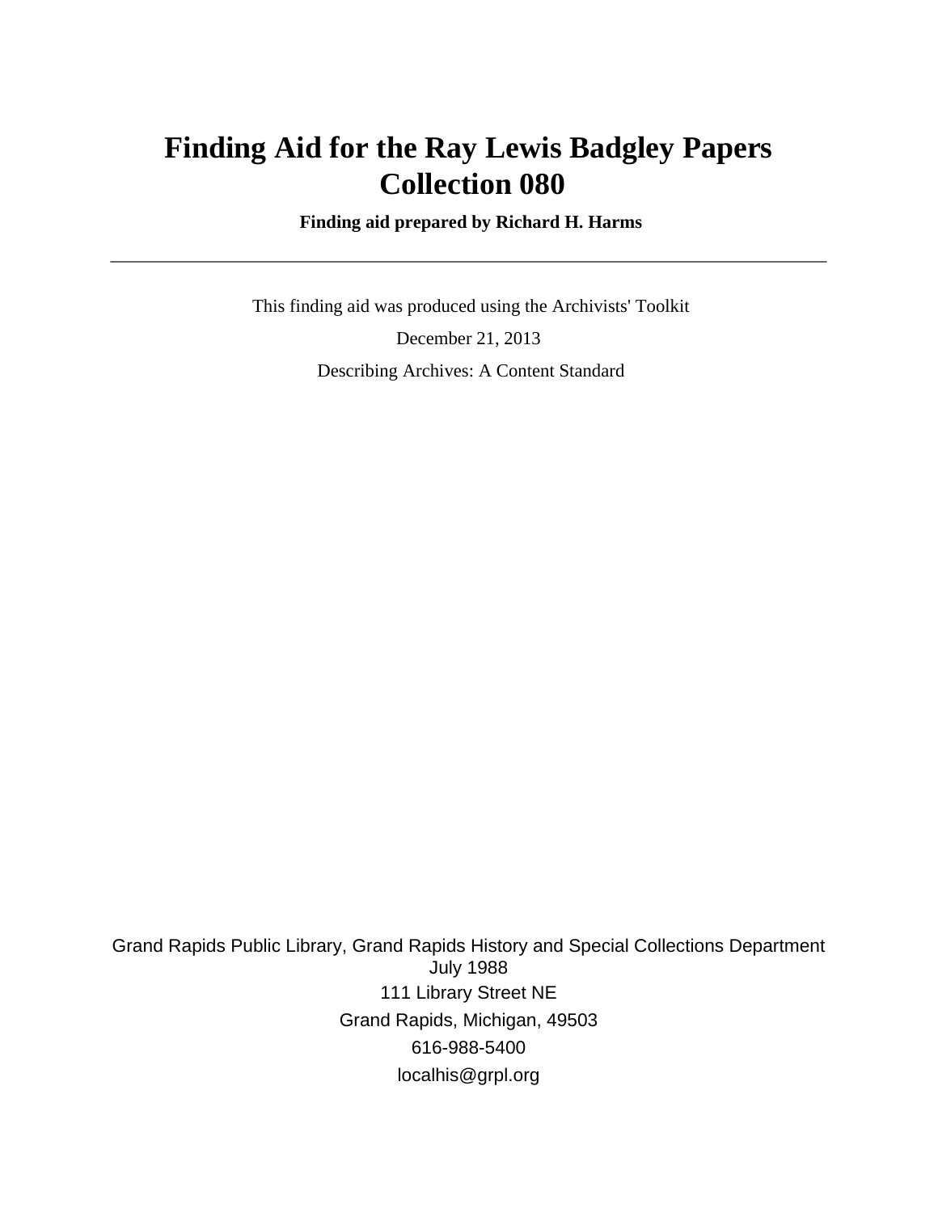# Finding Aid for the Ray Lewis Badgley Papers
# Collection 080

**Finding aid prepared by Richard H. Harms**

---

This finding aid was produced using the Archivists' Toolkit

December 21, 2013

Describing Archives: A Content Standard

Grand Rapids Public Library, Grand Rapids History and Special Collections Department
July 1988
111 Library Street NE
Grand Rapids, Michigan, 49503
616-988-5400
localhis@grpl.org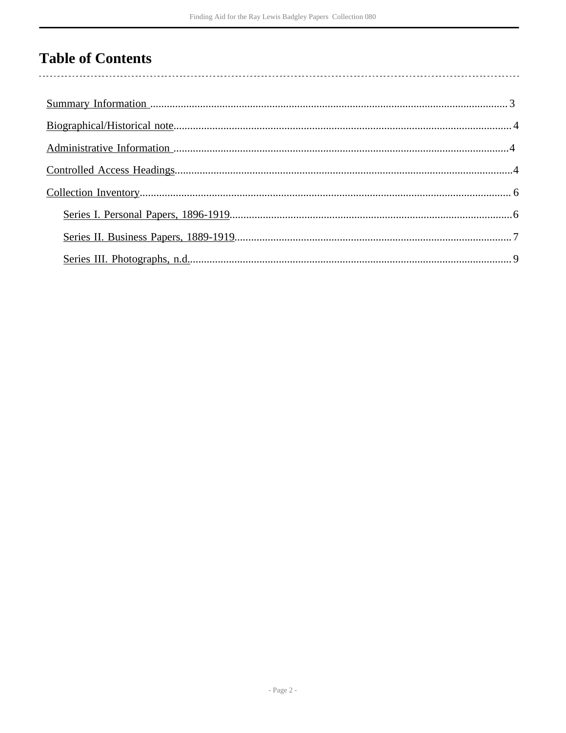# Table of Contents

Summary Information ..................................................... 3

Biographical/Historical note............................................. 4

Administrative Information ............................................... 4

Controlled Access Headings............................................... 4

Collection Inventory........................................................ 6

- Series I. Personal Papers, 1896-1919.................................. 6
- Series II. Business Papers, 1889-1919................................. 7
- Series III. Photographs, n.d.............................................. 9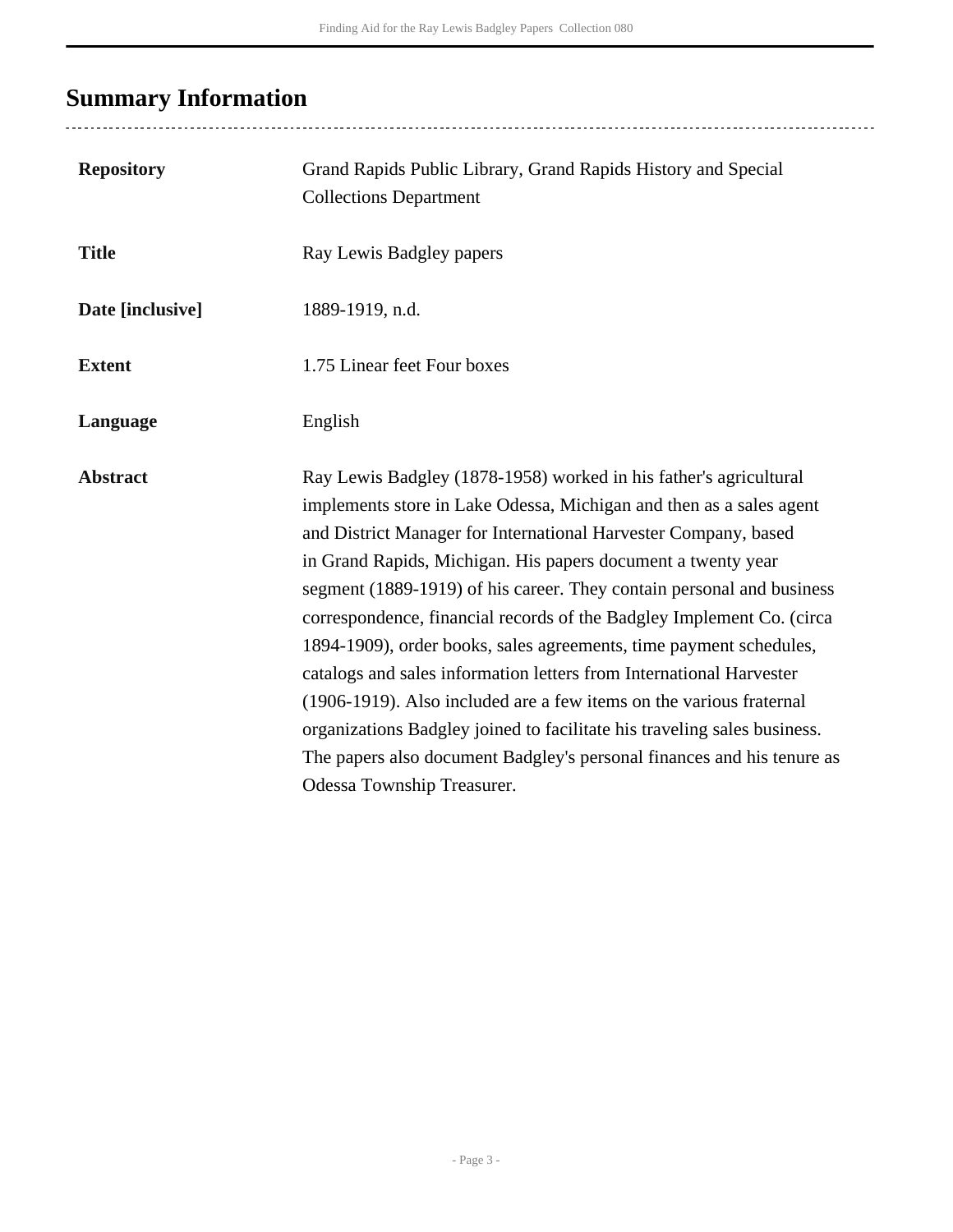## Summary Information

| | |
|---|---|
| **Repository** | Grand Rapids Public Library, Grand Rapids History and Special Collections Department |
| **Title** | Ray Lewis Badgley papers |
| **Date [inclusive]** | 1889-1919, n.d. |
| **Extent** | 1.75 Linear feet Four boxes |
| **Language** | English |
| **Abstract** | Ray Lewis Badgley (1878-1958) worked in his father's agricultural implements store in Lake Odessa, Michigan and then as a sales agent and District Manager for International Harvester Company, based in Grand Rapids, Michigan. His papers document a twenty year segment (1889-1919) of his career. They contain personal and business correspondence, financial records of the Badgley Implement Co. (circa 1894-1909), order books, sales agreements, time payment schedules, catalogs and sales information letters from International Harvester (1906-1919). Also included are a few items on the various fraternal organizations Badgley joined to facilitate his traveling sales business. The papers also document Badgley's personal finances and his tenure as Odessa Township Treasurer. |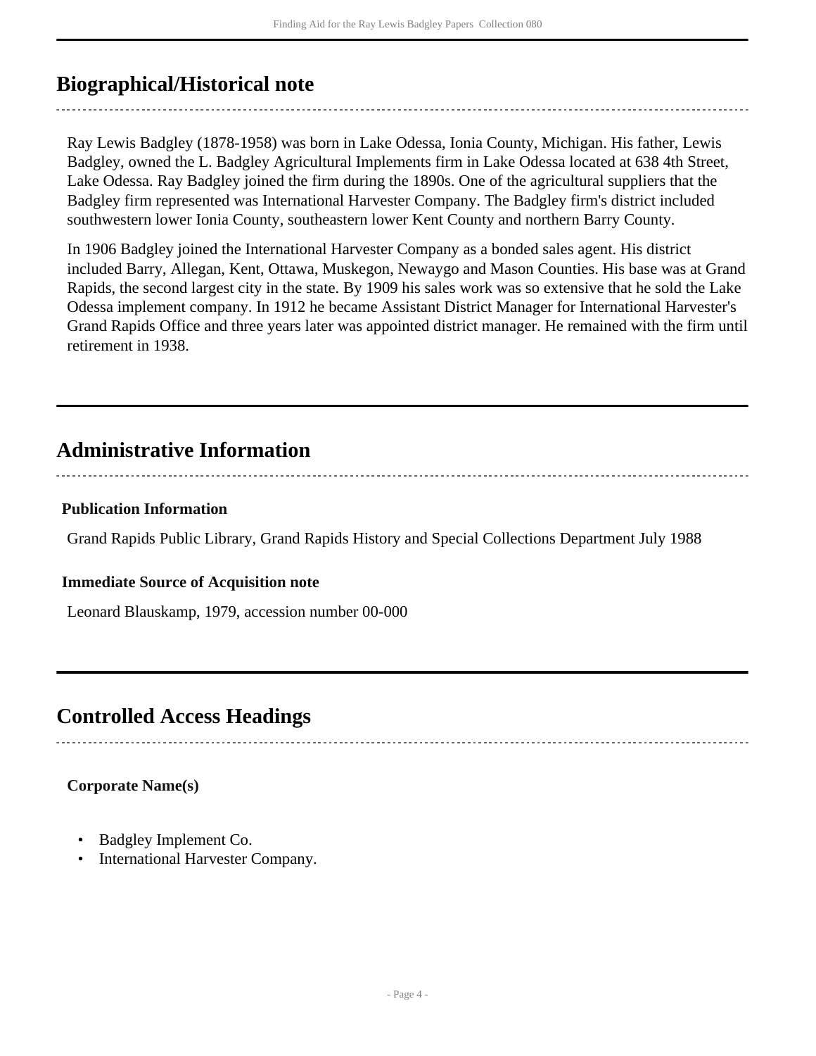## Biographical/Historical note

Ray Lewis Badgley (1878-1958) was born in Lake Odessa, Ionia County, Michigan. His father, Lewis Badgley, owned the L. Badgley Agricultural Implements firm in Lake Odessa located at 638 4th Street, Lake Odessa. Ray Badgley joined the firm during the 1890s. One of the agricultural suppliers that the Badgley firm represented was International Harvester Company. The Badgley firm's district included southwestern lower Ionia County, southeastern lower Kent County and northern Barry County.

In 1906 Badgley joined the International Harvester Company as a bonded sales agent. His district included Barry, Allegan, Kent, Ottawa, Muskegon, Newaygo and Mason Counties. His base was at Grand Rapids, the second largest city in the state. By 1909 his sales work was so extensive that he sold the Lake Odessa implement company. In 1912 he became Assistant District Manager for International Harvester's Grand Rapids Office and three years later was appointed district manager. He remained with the firm until retirement in 1938.

## Administrative Information

### Publication Information

Grand Rapids Public Library, Grand Rapids History and Special Collections Department July 1988

### Immediate Source of Acquisition note

Leonard Blauskamp, 1979, accession number 00-000

## Controlled Access Headings

**Corporate Name(s)**

- Badgley Implement Co.
- International Harvester Company.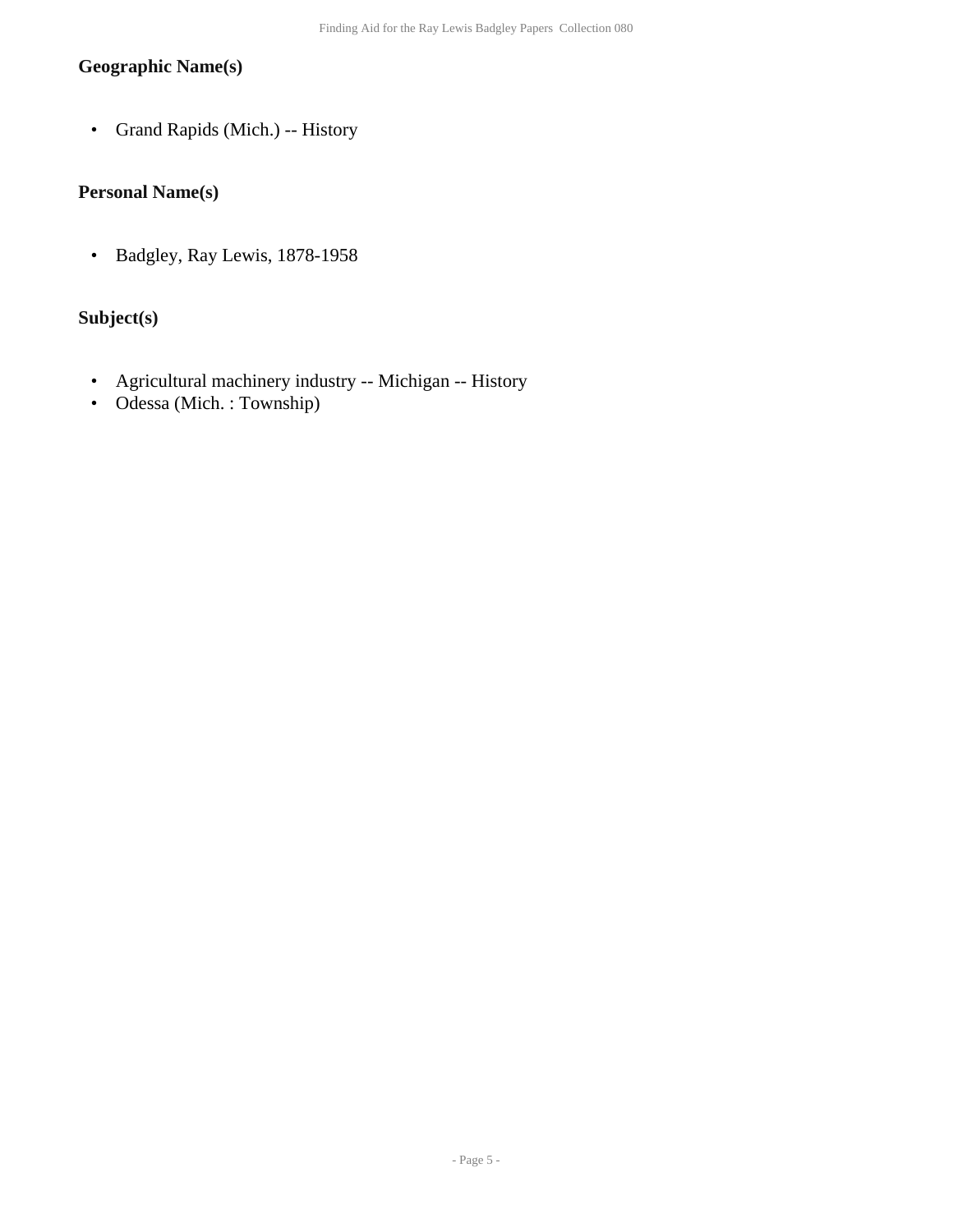### Geographic Name(s)

- Grand Rapids (Mich.) -- History

### Personal Name(s)

- Badgley, Ray Lewis, 1878-1958

### Subject(s)

- Agricultural machinery industry -- Michigan -- History
- Odessa (Mich. : Township)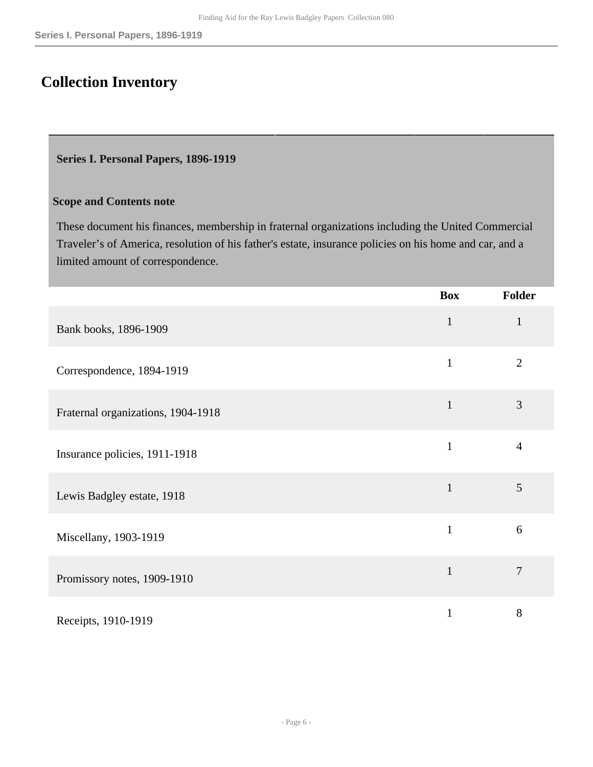# Collection Inventory

**Series I. Personal Papers, 1896-1919**

**Scope and Contents note**

These document his finances, membership in fraternal organizations including the United Commercial Traveler’s of America, resolution of his father's estate, insurance policies on his home and car, and a limited amount of correspondence.

| | Box | Folder |
|---|---|---|
| Bank books, 1896-1909 | 1 | 1 |
| Correspondence, 1894-1919 | 1 | 2 |
| Fraternal organizations, 1904-1918 | 1 | 3 |
| Insurance policies, 1911-1918 | 1 | 4 |
| Lewis Badgley estate, 1918 | 1 | 5 |
| Miscellany, 1903-1919 | 1 | 6 |
| Promissory notes, 1909-1910 | 1 | 7 |
| Receipts, 1910-1919 | 1 | 8 |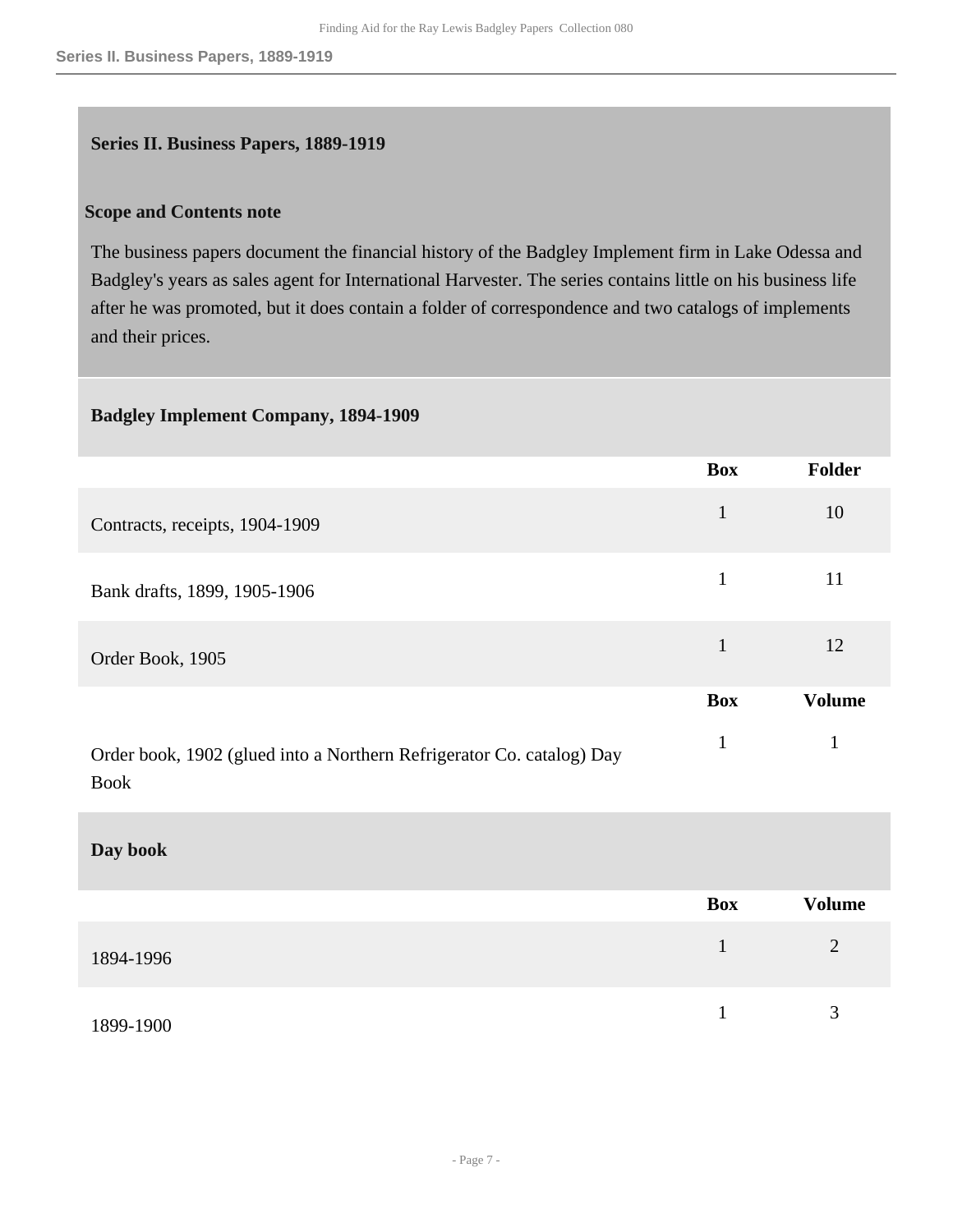## Series II. Business Papers, 1889-1919

### Scope and Contents note

The business papers document the financial history of the Badgley Implement firm in Lake Odessa and Badgley's years as sales agent for International Harvester. The series contains little on his business life after he was promoted, but it does contain a folder of correspondence and two catalogs of implements and their prices.

### Badgley Implement Company, 1894-1909

| | Box | Folder |
|---|---|---|
| Contracts, receipts, 1904-1909 | 1 | 10 |
| Bank drafts, 1899, 1905-1906 | 1 | 11 |
| Order Book, 1905 | 1 | 12 |

| | Box | Volume |
|---|---|---|
| Order book, 1902 (glued into a Northern Refrigerator Co. catalog) Day Book | 1 | 1 |

### Day book

| | Box | Volume |
|---|---|---|
| 1894-1996 | 1 | 2 |
| 1899-1900 | 1 | 3 |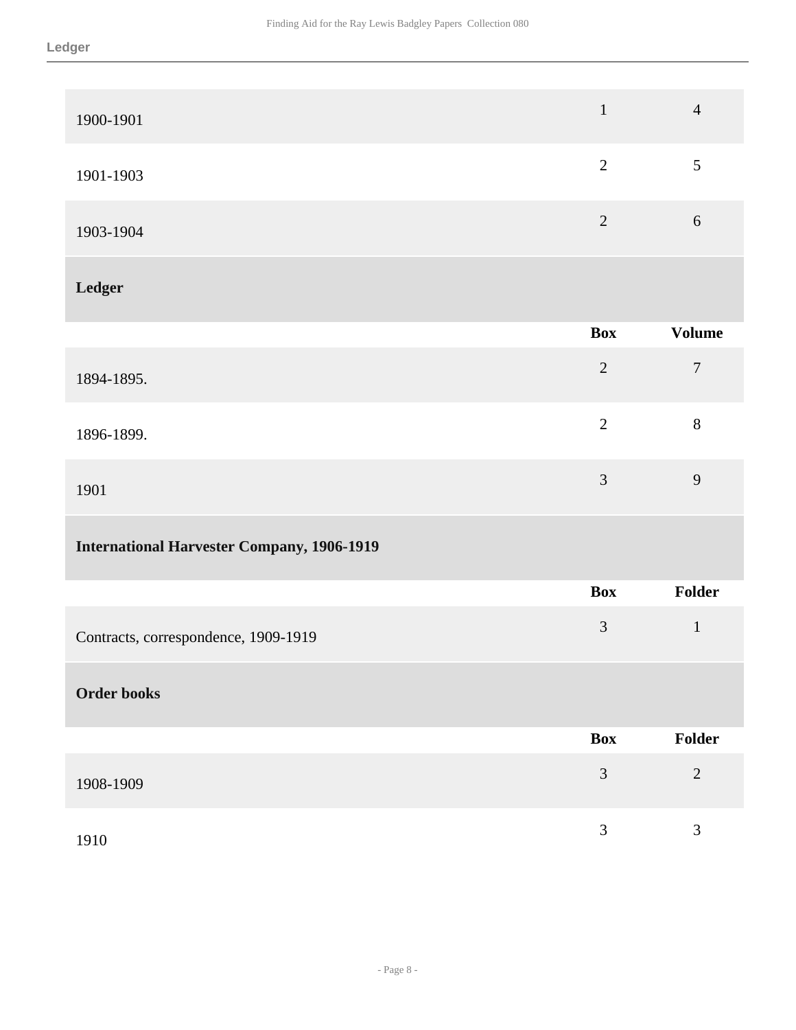| | | |
|---|---|---|
| 1900-1901 | 1 | 4 |
| 1901-1903 | 2 | 5 |
| 1903-1904 | 2 | 6 |

### Ledger

| | Box | Volume |
|---|---|---|
| 1894-1895. | 2 | 7 |
| 1896-1899. | 2 | 8 |
| 1901 | 3 | 9 |

### International Harvester Company, 1906-1919

| | Box | Folder |
|---|---|---|
| Contracts, correspondence, 1909-1919 | 3 | 1 |

### Order books

| | Box | Folder |
|---|---|---|
| 1908-1909 | 3 | 2 |
| 1910 | 3 | 3 |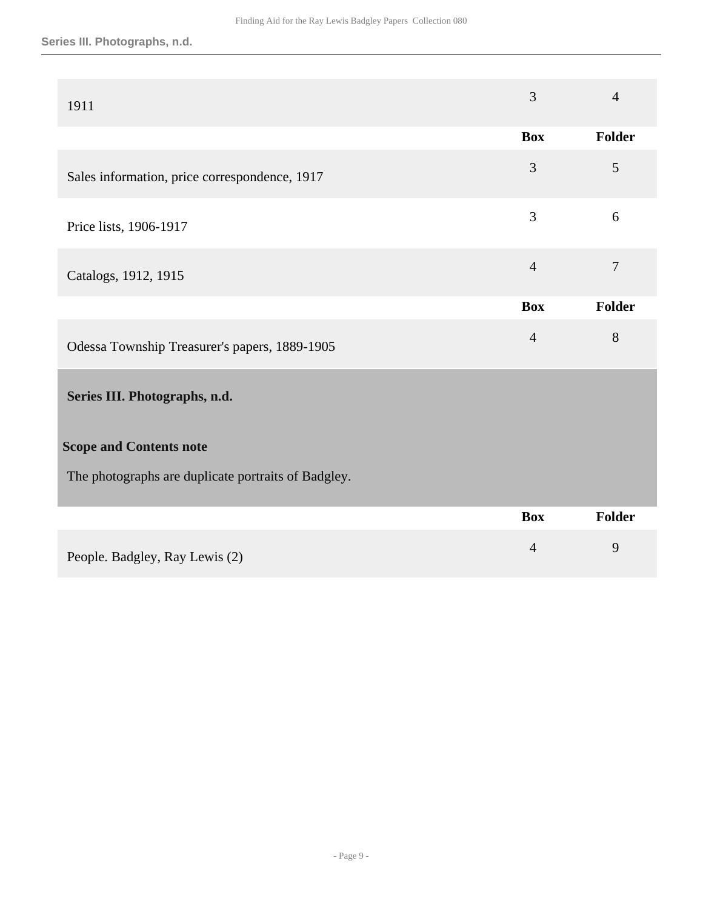| | Box | Folder |
|---|---|---|
| 1911 | 3 | 4 |
| Sales information, price correspondence, 1917 | 3 | 5 |
| Price lists, 1906-1917 | 3 | 6 |
| Catalogs, 1912, 1915 | 4 | 7 |
| Odessa Township Treasurer's papers, 1889-1905 | 4 | 8 |

## Series III. Photographs, n.d.

### Scope and Contents note

The photographs are duplicate portraits of Badgley.

| | Box | Folder |
|---|---|---|
| People. Badgley, Ray Lewis (2) | 4 | 9 |